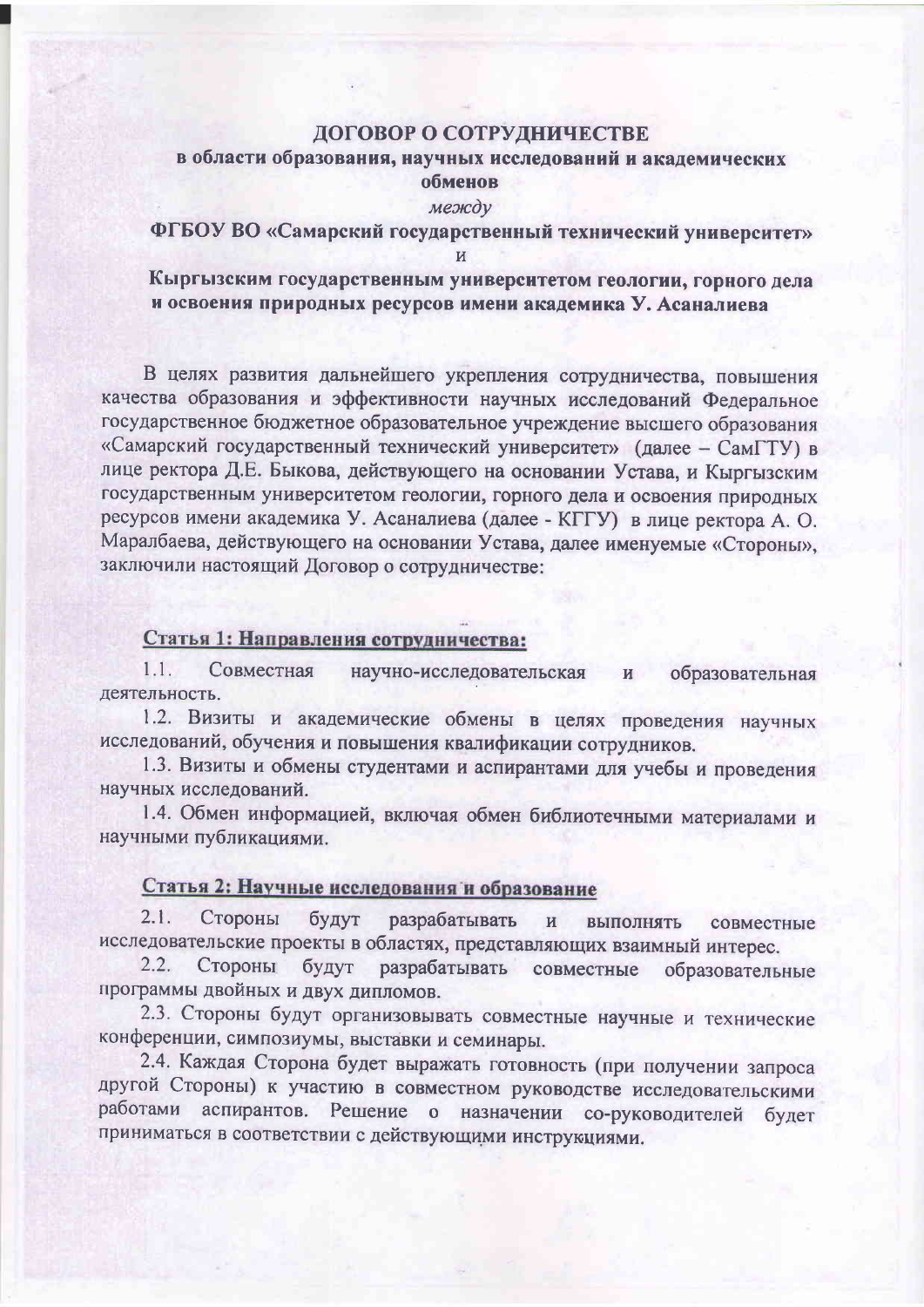# ДОГОВОР О СОТРУДНИЧЕСТВЕ

## в области образования, научных исследований и академических обменов

*между*

**ФГБОУ ВО «Самарский государственный технический университет»**

и

**Кыргызским государственным университетом геологии, горного дела и освоения природных ресурсов имени академика У. Асаналиева**

В целях развития дальнейшего укрепления сотрудничества, повышения качества образования и эффективности научных исследований Федеральное государственное бюджетное образовательное учреждение высшего образования «Самарский государственный технический университет» (далее – СамГТУ) в лице ректора Д.Е. Быкова, действующего на основании Устава, и Кыргызским государственным университетом геологии, горного дела и освоения природных ресурсов имени академика У. Асаналиева (далее - КГГУ) в лице ректора А. О. Маралбаева, действующего на основании Устава, далее именуемые «Стороны», заключили настоящий Договор о сотрудничестве:

### Статья 1: Направления сотрудничества:

1.1. Совместная научно-исследовательская и образовательная деятельность.

1.2. Визиты и академические обмены в целях проведения научных исследований, обучения и повышения квалификации сотрудников.

1.3. Визиты и обмены студентами и аспирантами для учебы и проведения научных исследований.

1.4. Обмен информацией, включая обмен библиотечными материалами и научными публикациями.

### Статья 2: Научные исследования и образование

2.1. Стороны будут разрабатывать и выполнять совместные исследовательские проекты в областях, представляющих взаимный интерес.

2.2. Стороны будут разрабатывать совместные образовательные программы двойных и двух дипломов.

2.3. Стороны будут организовывать совместные научные и технические конференции, симпозиумы, выставки и семинары.

2.4. Каждая Сторона будет выражать готовность (при получении запроса другой Стороны) к участию в совместном руководстве исследовательскими работами аспирантов. Решение о назначении со-руководителей будет приниматься в соответствии с действующими инструкциями.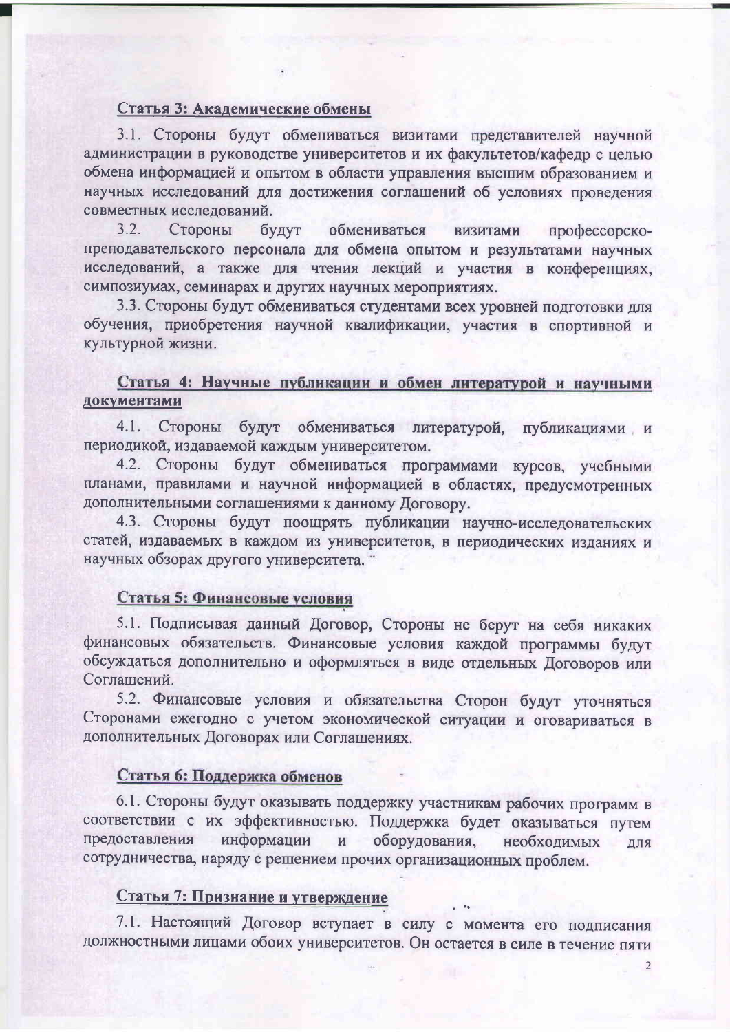### Статья 3: Академические обмены

3.1. Стороны будут обмениваться визитами представителей научной администрации в руководстве университетов и их факультетов/кафедр с целью обмена информацией и опытом в области управления высшим образованием и научных исследований для достижения соглашений об условиях проведения совместных исследований.

3.2. Стороны будут обмениваться визитами профессорско-преподавательского персонала для обмена опытом и результатами научных исследований, а также для чтения лекций и участия в конференциях, симпозиумах, семинарах и других научных мероприятиях.

3.3. Стороны будут обмениваться студентами всех уровней подготовки для обучения, приобретения научной квалификации, участия в спортивной и культурной жизни.

### Статья 4: Научные публикации и обмен литературой и научными документами

4.1. Стороны будут обмениваться литературой, публикациями и периодикой, издаваемой каждым университетом.

4.2. Стороны будут обмениваться программами курсов, учебными планами, правилами и научной информацией в областях, предусмотренных дополнительными соглашениями к данному Договору.

4.3. Стороны будут поощрять публикации научно-исследовательских статей, издаваемых в каждом из университетов, в периодических изданиях и научных обзорах другого университета.

### Статья 5: Финансовые условия

5.1. Подписывая данный Договор, Стороны не берут на себя никаких финансовых обязательств. Финансовые условия каждой программы будут обсуждаться дополнительно и оформляться в виде отдельных Договоров или Соглашений.

5.2. Финансовые условия и обязательства Сторон будут уточняться Сторонами ежегодно с учетом экономической ситуации и оговариваться в дополнительных Договорах или Соглашениях.

### Статья 6: Поддержка обменов

6.1. Стороны будут оказывать поддержку участникам рабочих программ в соответствии с их эффективностью. Поддержка будет оказываться путем предоставления информации и оборудования, необходимых для сотрудничества, наряду с решением прочих организационных проблем.

### Статья 7: Признание и утверждение

7.1. Настоящий Договор вступает в силу с момента его подписания должностными лицами обоих университетов. Он остается в силе в течение пяти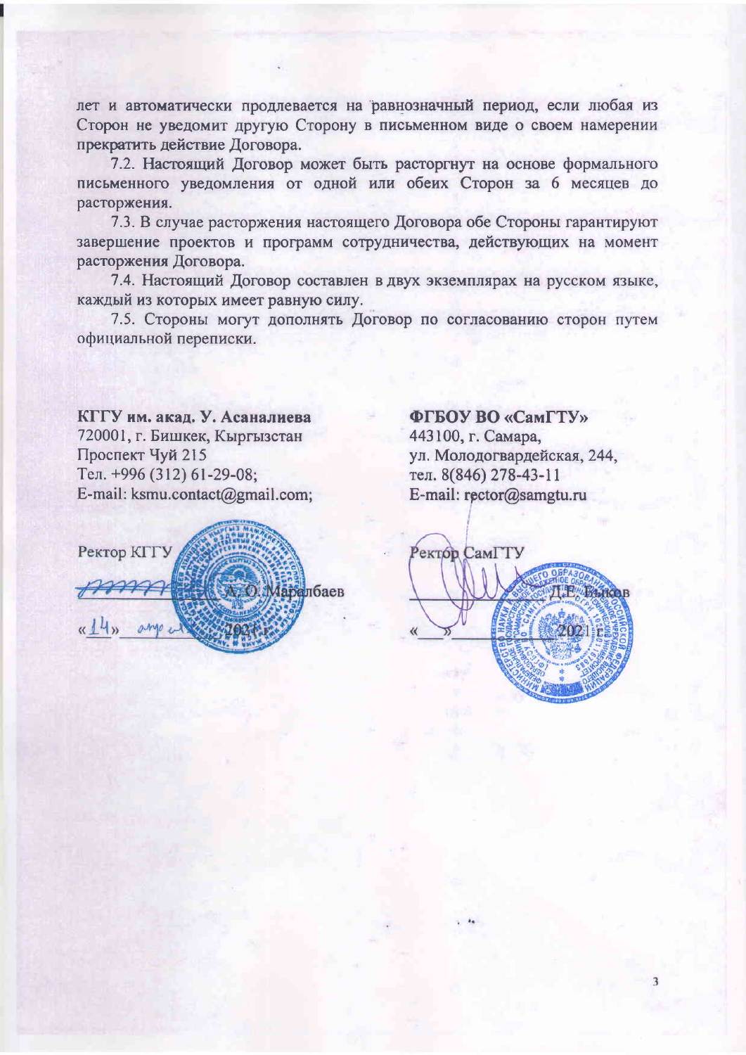лет и автоматически продлевается на равнозначный период, если любая из Сторон не уведомит другую Сторону в письменном виде о своем намерении прекратить действие Договора.

7.2. Настоящий Договор может быть расторгнут на основе формального письменного уведомления от одной или обеих Сторон за 6 месяцев до расторжения.

7.3. В случае расторжения настоящего Договора обе Стороны гарантируют завершение проектов и программ сотрудничества, действующих на момент расторжения Договора.

7.4. Настоящий Договор составлен в двух экземплярах на русском языке, каждый из которых имеет равную силу.

7.5. Стороны могут дополнять Договор по согласованию сторон путем официальной переписки.

**КГГУ им. акад. У. Асаналиева**
720001, г. Бишкек, Кыргызстан
Проспект Чуй 215
Тел. +996 (312) 61-29-08;
E-mail: ksmu.contact@gmail.com;

Ректор КГГУ

_____________ А. О. Маралбаев

«14» _____ 2021 г.

**ФГБОУ ВО «СамГТУ»**
443100, г. Самара,
ул. Молодогвардейская, 244,
тел. 8(846) 278-43-11
E-mail: rector@samgtu.ru

Ректор СамГТУ

_____________ Д.Е. Быков

«___» _____________ 2021 г.